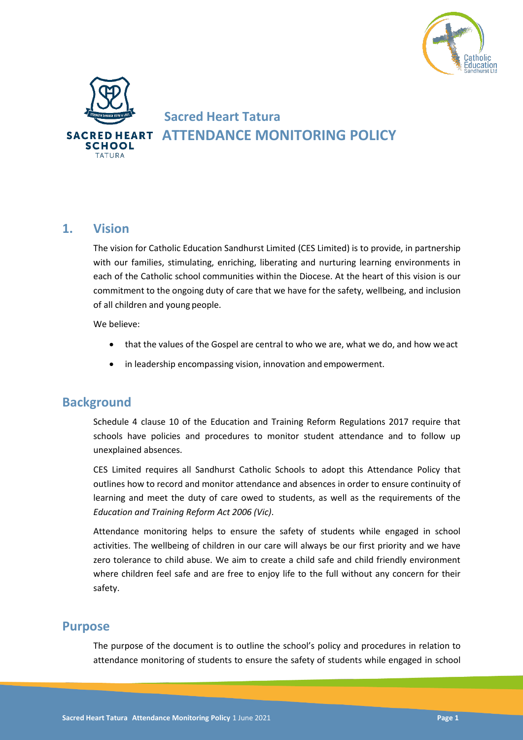# Sacred Heart Tatura
# ATTENDANCE MONITORING POLICY

## 1. Vision

The vision for Catholic Education Sandhurst Limited (CES Limited) is to provide, in partnership with our families, stimulating, enriching, liberating and nurturing learning environments in each of the Catholic school communities within the Diocese. At the heart of this vision is our commitment to the ongoing duty of care that we have for the safety, wellbeing, and inclusion of all children and young people.

We believe:

- that the values of the Gospel are central to who we are, what we do, and how we act
- in leadership encompassing vision, innovation and empowerment.

## Background

Schedule 4 clause 10 of the Education and Training Reform Regulations 2017 require that schools have policies and procedures to monitor student attendance and to follow up unexplained absences.

CES Limited requires all Sandhurst Catholic Schools to adopt this Attendance Policy that outlines how to record and monitor attendance and absences in order to ensure continuity of learning and meet the duty of care owed to students, as well as the requirements of the *Education and Training Reform Act 2006 (Vic)*.

Attendance monitoring helps to ensure the safety of students while engaged in school activities. The wellbeing of children in our care will always be our first priority and we have zero tolerance to child abuse. We aim to create a child safe and child friendly environment where children feel safe and are free to enjoy life to the full without any concern for their safety.

## Purpose

The purpose of the document is to outline the school's policy and procedures in relation to attendance monitoring of students to ensure the safety of students while engaged in school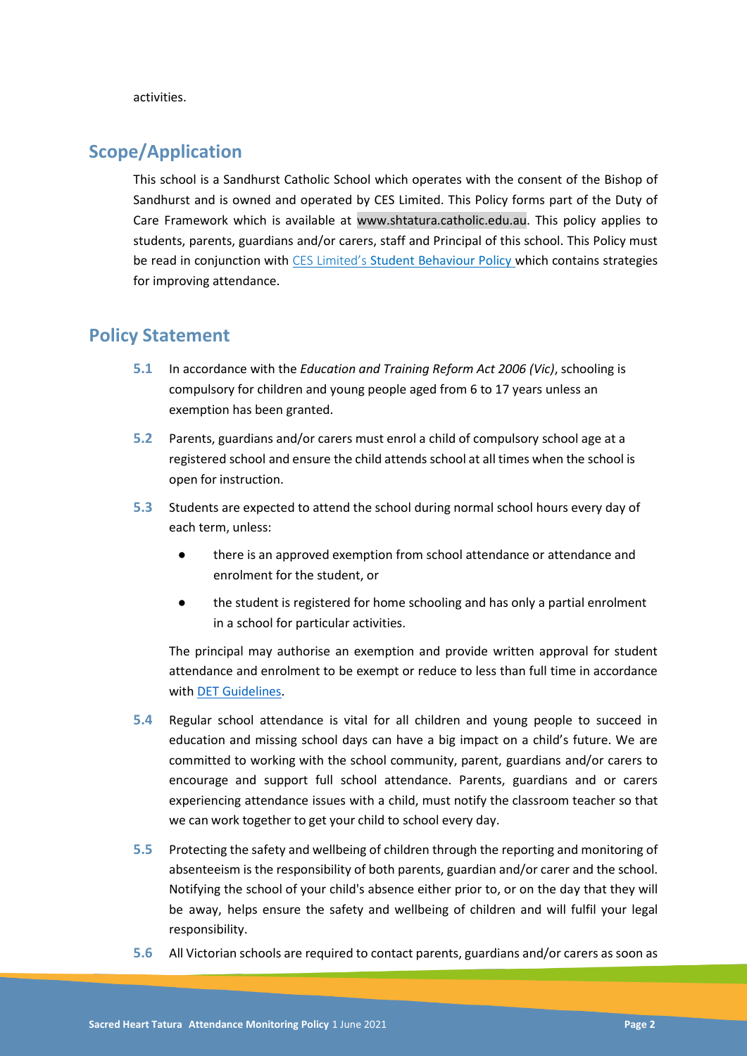activities.

## Scope/Application

This school is a Sandhurst Catholic School which operates with the consent of the Bishop of Sandhurst and is owned and operated by CES Limited. This Policy forms part of the Duty of Care Framework which is available at www.shtatura.catholic.edu.au. This policy applies to students, parents, guardians and/or carers, staff and Principal of this school. This Policy must be read in conjunction with CES Limited's Student Behaviour Policy which contains strategies for improving attendance.

## Policy Statement

**5.1** In accordance with the *Education and Training Reform Act 2006 (Vic)*, schooling is compulsory for children and young people aged from 6 to 17 years unless an exemption has been granted.

**5.2** Parents, guardians and/or carers must enrol a child of compulsory school age at a registered school and ensure the child attends school at all times when the school is open for instruction.

**5.3** Students are expected to attend the school during normal school hours every day of each term, unless:

- there is an approved exemption from school attendance or attendance and enrolment for the student, or
- the student is registered for home schooling and has only a partial enrolment in a school for particular activities.

The principal may authorise an exemption and provide written approval for student attendance and enrolment to be exempt or reduce to less than full time in accordance with DET Guidelines.

**5.4** Regular school attendance is vital for all children and young people to succeed in education and missing school days can have a big impact on a child's future. We are committed to working with the school community, parent, guardians and/or carers to encourage and support full school attendance. Parents, guardians and or carers experiencing attendance issues with a child, must notify the classroom teacher so that we can work together to get your child to school every day.

**5.5** Protecting the safety and wellbeing of children through the reporting and monitoring of absenteeism is the responsibility of both parents, guardian and/or carer and the school. Notifying the school of your child's absence either prior to, or on the day that they will be away, helps ensure the safety and wellbeing of children and will fulfil your legal responsibility.

**5.6** All Victorian schools are required to contact parents, guardians and/or carers as soon as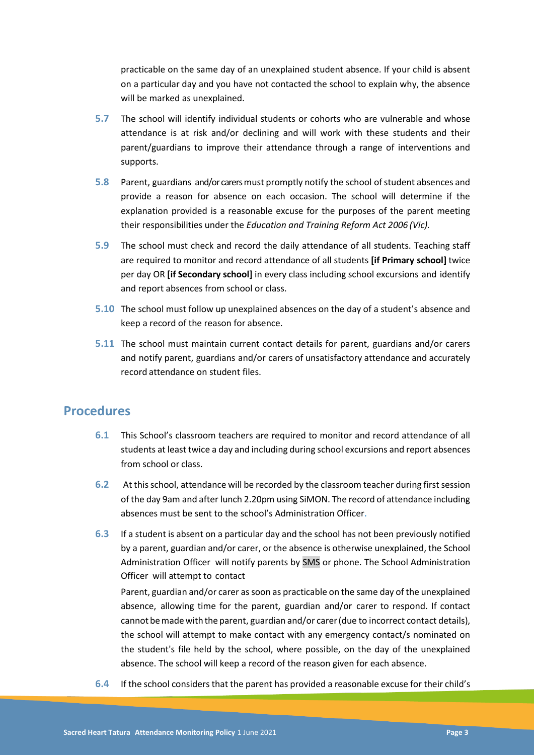practicable on the same day of an unexplained student absence. If your child is absent on a particular day and you have not contacted the school to explain why, the absence will be marked as unexplained.

**5.7** The school will identify individual students or cohorts who are vulnerable and whose attendance is at risk and/or declining and will work with these students and their parent/guardians to improve their attendance through a range of interventions and supports.

**5.8** Parent, guardians and/or carers must promptly notify the school of student absences and provide a reason for absence on each occasion. The school will determine if the explanation provided is a reasonable excuse for the purposes of the parent meeting their responsibilities under the *Education and Training Reform Act 2006 (Vic).*

**5.9** The school must check and record the daily attendance of all students. Teaching staff are required to monitor and record attendance of all students **[if Primary school]** twice per day OR **[if Secondary school]** in every class including school excursions and identify and report absences from school or class.

**5.10** The school must follow up unexplained absences on the day of a student's absence and keep a record of the reason for absence.

**5.11** The school must maintain current contact details for parent, guardians and/or carers and notify parent, guardians and/or carers of unsatisfactory attendance and accurately record attendance on student files.

## Procedures

**6.1** This School's classroom teachers are required to monitor and record attendance of all students at least twice a day and including during school excursions and report absences from school or class.

**6.2** At this school, attendance will be recorded by the classroom teacher during first session of the day 9am and after lunch 2.20pm using SiMON. The record of attendance including absences must be sent to the school's Administration Officer.

**6.3** If a student is absent on a particular day and the school has not been previously notified by a parent, guardian and/or carer, or the absence is otherwise unexplained, the School Administration Officer will notify parents by SMS or phone. The School Administration Officer will attempt to contact

Parent, guardian and/or carer as soon as practicable on the same day of the unexplained absence, allowing time for the parent, guardian and/or carer to respond. If contact cannot be made with the parent, guardian and/or carer (due to incorrect contact details), the school will attempt to make contact with any emergency contact/s nominated on the student's file held by the school, where possible, on the day of the unexplained absence. The school will keep a record of the reason given for each absence.

**6.4** If the school considers that the parent has provided a reasonable excuse for their child's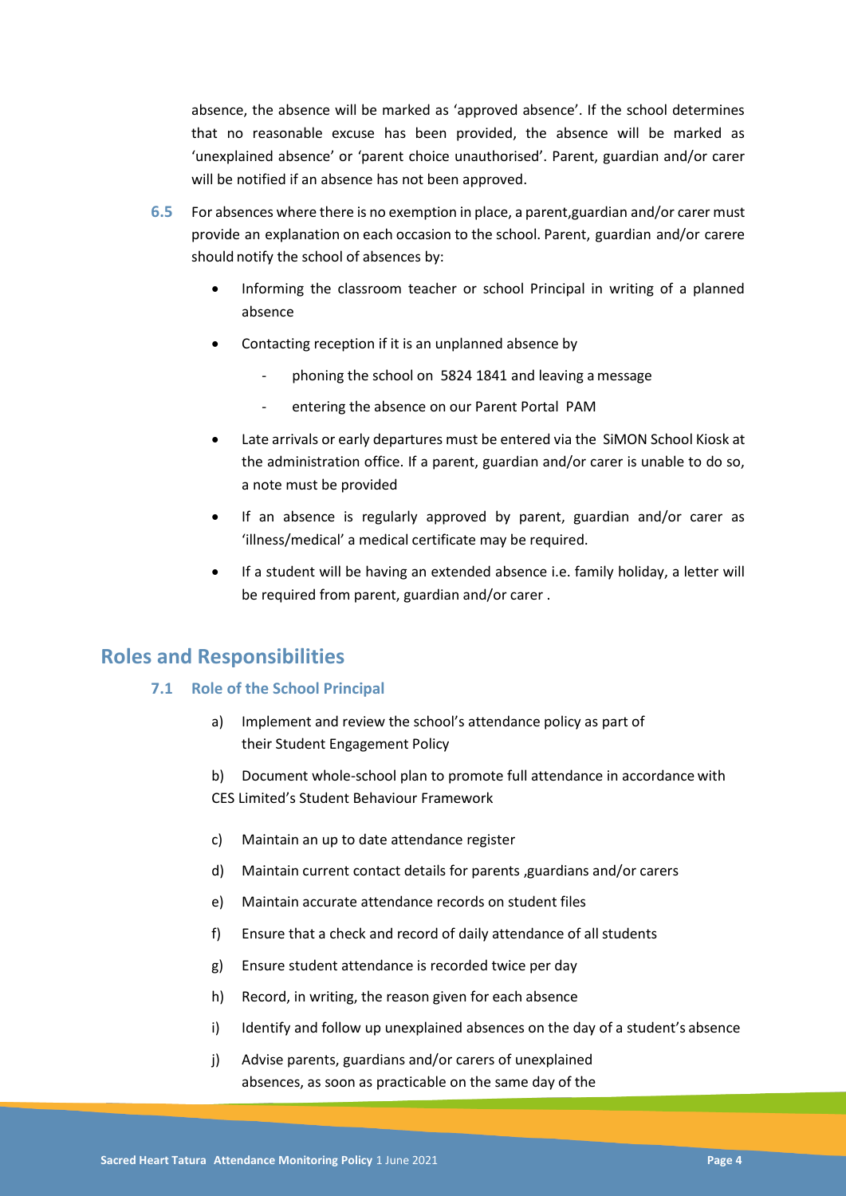absence, the absence will be marked as 'approved absence'. If the school determines that no reasonable excuse has been provided, the absence will be marked as 'unexplained absence' or 'parent choice unauthorised'. Parent, guardian and/or carer will be notified if an absence has not been approved.

**6.5** For absences where there is no exemption in place, a parent,guardian and/or carer must provide an explanation on each occasion to the school. Parent, guardian and/or carere should notify the school of absences by:

- Informing the classroom teacher or school Principal in writing of a planned absence
- Contacting reception if it is an unplanned absence by
  - phoning the school on 5824 1841 and leaving a message
  - entering the absence on our Parent Portal PAM
- Late arrivals or early departures must be entered via the SiMON School Kiosk at the administration office. If a parent, guardian and/or carer is unable to do so, a note must be provided
- If an absence is regularly approved by parent, guardian and/or carer as 'illness/medical' a medical certificate may be required.
- If a student will be having an extended absence i.e. family holiday, a letter will be required from parent, guardian and/or carer .

## Roles and Responsibilities

### 7.1 Role of the School Principal

a) Implement and review the school's attendance policy as part of their Student Engagement Policy

b) Document whole-school plan to promote full attendance in accordance with CES Limited's Student Behaviour Framework

c) Maintain an up to date attendance register

d) Maintain current contact details for parents ,guardians and/or carers

e) Maintain accurate attendance records on student files

f) Ensure that a check and record of daily attendance of all students

g) Ensure student attendance is recorded twice per day

h) Record, in writing, the reason given for each absence

i) Identify and follow up unexplained absences on the day of a student's absence

j) Advise parents, guardians and/or carers of unexplained absences, as soon as practicable on the same day of the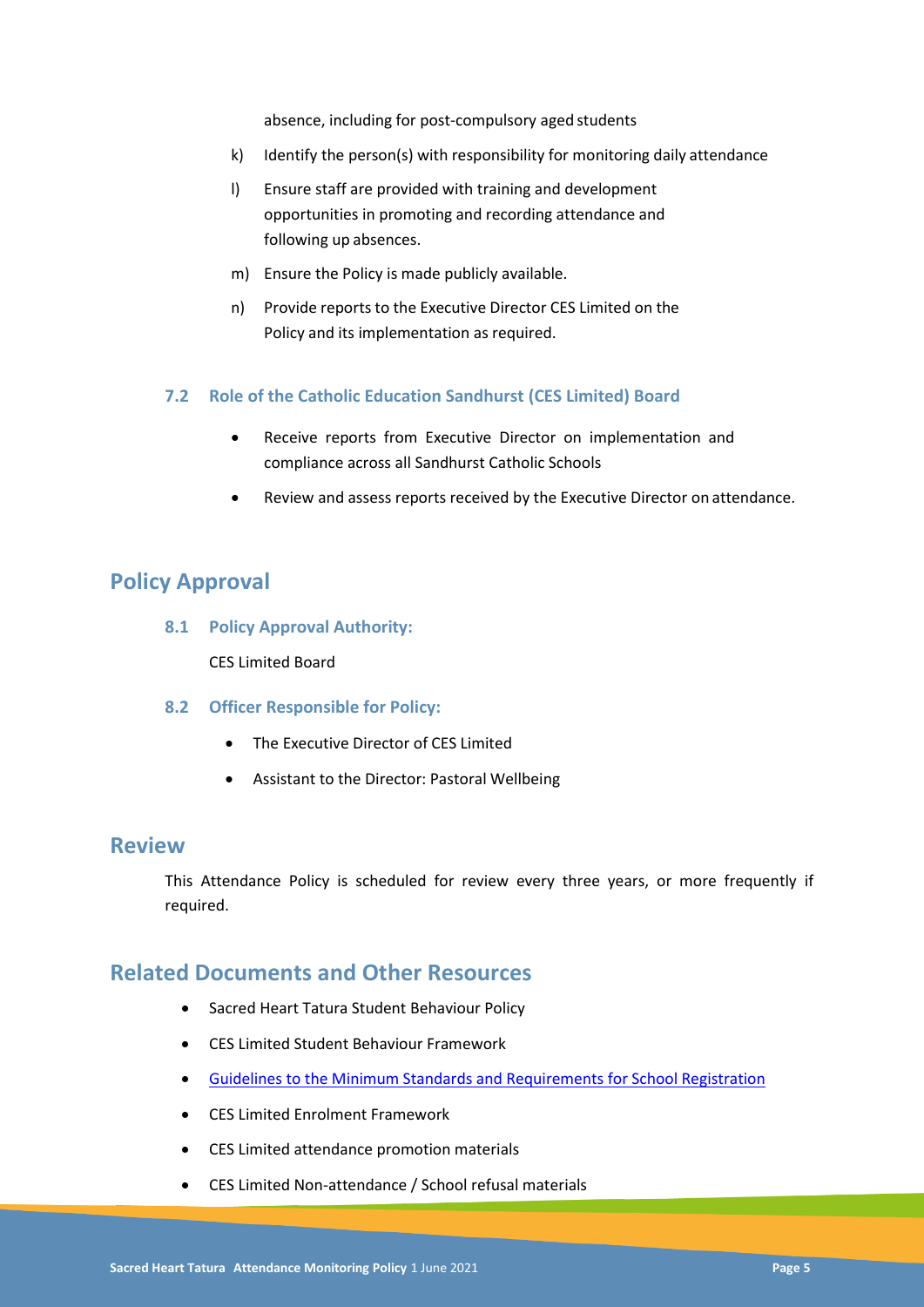absence, including for post-compulsory aged students

k) Identify the person(s) with responsibility for monitoring daily attendance

l) Ensure staff are provided with training and development opportunities in promoting and recording attendance and following up absences.

m) Ensure the Policy is made publicly available.

n) Provide reports to the Executive Director CES Limited on the Policy and its implementation as required.

### 7.2 Role of the Catholic Education Sandhurst (CES Limited) Board

- Receive reports from Executive Director on implementation and compliance across all Sandhurst Catholic Schools
- Review and assess reports received by the Executive Director on attendance.

## Policy Approval

### 8.1 Policy Approval Authority:

CES Limited Board

### 8.2 Officer Responsible for Policy:

- The Executive Director of CES Limited
- Assistant to the Director: Pastoral Wellbeing

## Review

This Attendance Policy is scheduled for review every three years, or more frequently if required.

## Related Documents and Other Resources

- Sacred Heart Tatura Student Behaviour Policy
- CES Limited Student Behaviour Framework
- Guidelines to the Minimum Standards and Requirements for School Registration
- CES Limited Enrolment Framework
- CES Limited attendance promotion materials
- CES Limited Non-attendance / School refusal materials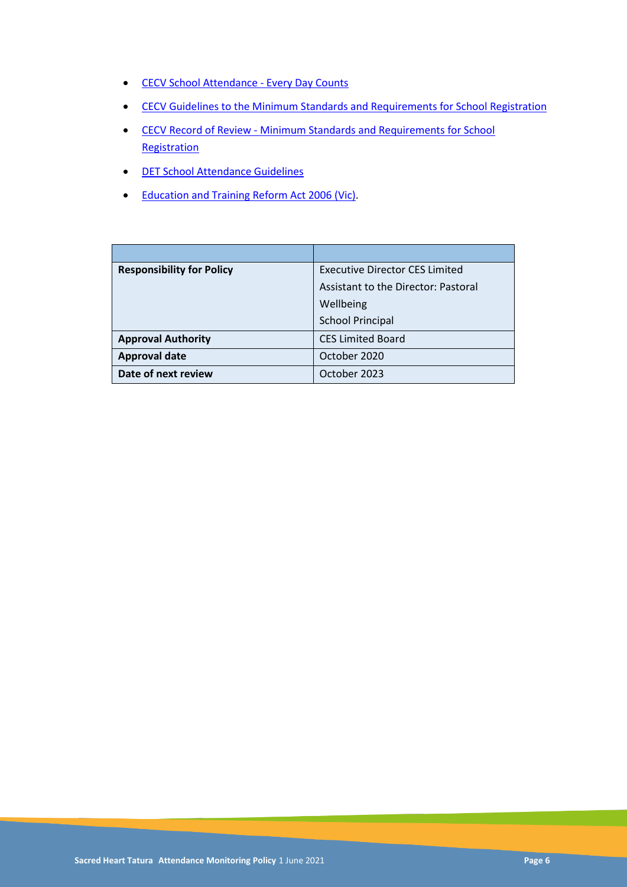- CECV School Attendance - Every Day Counts
- CECV Guidelines to the Minimum Standards and Requirements for School Registration
- CECV Record of Review - Minimum Standards and Requirements for School Registration
- DET School Attendance Guidelines
- Education and Training Reform Act 2006 (Vic).

| | |
|---|---|
| **Responsibility for Policy** | Executive Director CES Limited<br>Assistant to the Director: Pastoral Wellbeing<br>School Principal |
| **Approval Authority** | CES Limited Board |
| **Approval date** | October 2020 |
| **Date of next review** | October 2023 |